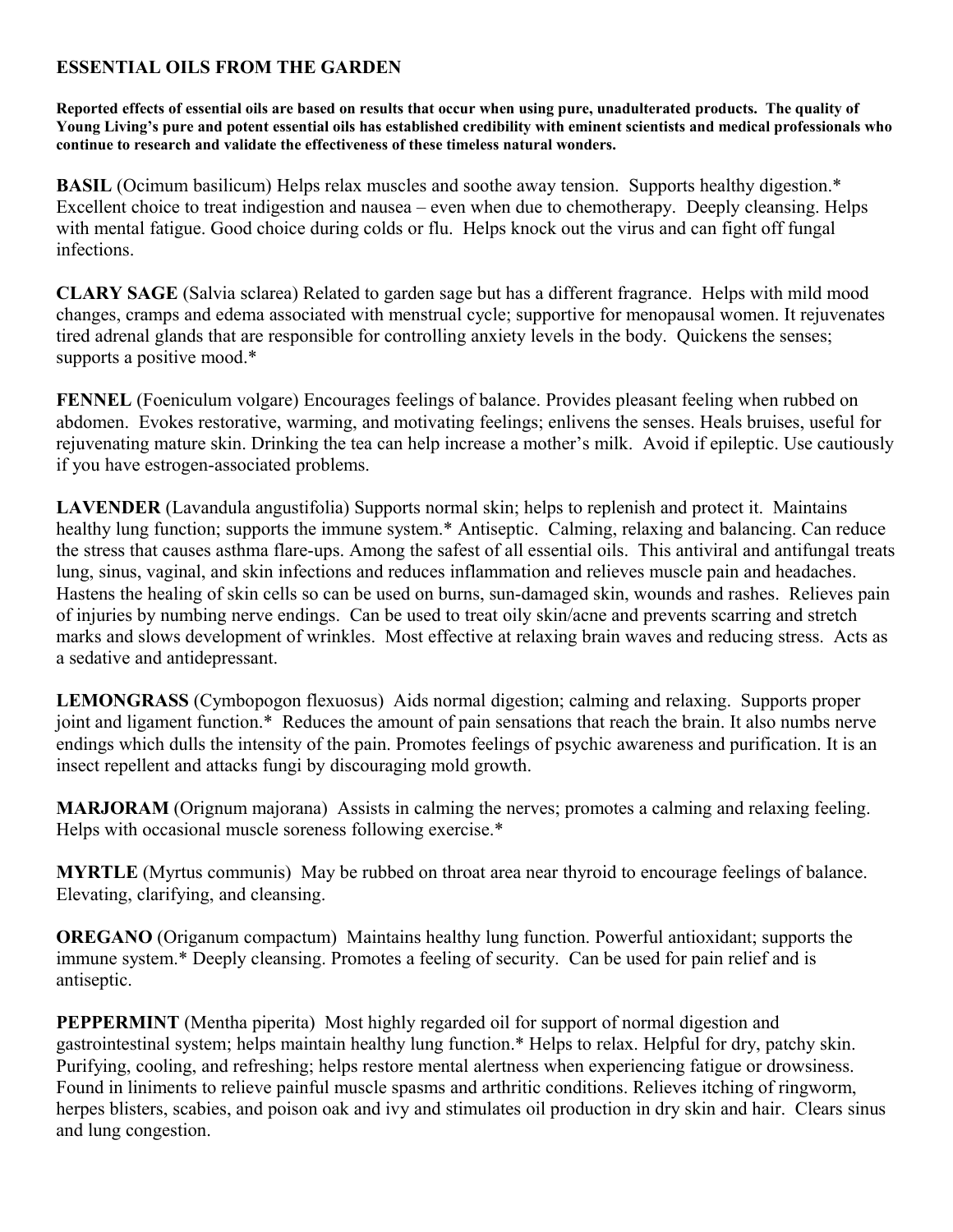# ESSENTIAL OILS FROM THE GARDEN

**Reported effects of essential oils are based on results that occur when using pure, unadulterated products. The quality of Young Living's pure and potent essential oils has established credibility with eminent scientists and medical professionals who continue to research and validate the effectiveness of these timeless natural wonders.**

**BASIL** (Ocimum basilicum) Helps relax muscles and soothe away tension. Supports healthy digestion.* Excellent choice to treat indigestion and nausea – even when due to chemotherapy. Deeply cleansing. Helps with mental fatigue. Good choice during colds or flu. Helps knock out the virus and can fight off fungal infections.

**CLARY SAGE** (Salvia sclarea) Related to garden sage but has a different fragrance. Helps with mild mood changes, cramps and edema associated with menstrual cycle; supportive for menopausal women. It rejuvenates tired adrenal glands that are responsible for controlling anxiety levels in the body. Quickens the senses; supports a positive mood.*

**FENNEL** (Foeniculum volgare) Encourages feelings of balance. Provides pleasant feeling when rubbed on abdomen. Evokes restorative, warming, and motivating feelings; enlivens the senses. Heals bruises, useful for rejuvenating mature skin. Drinking the tea can help increase a mother's milk. Avoid if epileptic. Use cautiously if you have estrogen-associated problems.

**LAVENDER** (Lavandula angustifolia) Supports normal skin; helps to replenish and protect it. Maintains healthy lung function; supports the immune system.* Antiseptic. Calming, relaxing and balancing. Can reduce the stress that causes asthma flare-ups. Among the safest of all essential oils. This antiviral and antifungal treats lung, sinus, vaginal, and skin infections and reduces inflammation and relieves muscle pain and headaches. Hastens the healing of skin cells so can be used on burns, sun-damaged skin, wounds and rashes. Relieves pain of injuries by numbing nerve endings. Can be used to treat oily skin/acne and prevents scarring and stretch marks and slows development of wrinkles. Most effective at relaxing brain waves and reducing stress. Acts as a sedative and antidepressant.

**LEMONGRASS** (Cymbopogon flexuosus) Aids normal digestion; calming and relaxing. Supports proper joint and ligament function.* Reduces the amount of pain sensations that reach the brain. It also numbs nerve endings which dulls the intensity of the pain. Promotes feelings of psychic awareness and purification. It is an insect repellent and attacks fungi by discouraging mold growth.

**MARJORAM** (Orignum majorana) Assists in calming the nerves; promotes a calming and relaxing feeling. Helps with occasional muscle soreness following exercise.*

**MYRTLE** (Myrtus communis) May be rubbed on throat area near thyroid to encourage feelings of balance. Elevating, clarifying, and cleansing.

**OREGANO** (Origanum compactum) Maintains healthy lung function. Powerful antioxidant; supports the immune system.* Deeply cleansing. Promotes a feeling of security. Can be used for pain relief and is antiseptic.

**PEPPERMINT** (Mentha piperita) Most highly regarded oil for support of normal digestion and gastrointestinal system; helps maintain healthy lung function.* Helps to relax. Helpful for dry, patchy skin. Purifying, cooling, and refreshing; helps restore mental alertness when experiencing fatigue or drowsiness. Found in liniments to relieve painful muscle spasms and arthritic conditions. Relieves itching of ringworm, herpes blisters, scabies, and poison oak and ivy and stimulates oil production in dry skin and hair. Clears sinus and lung congestion.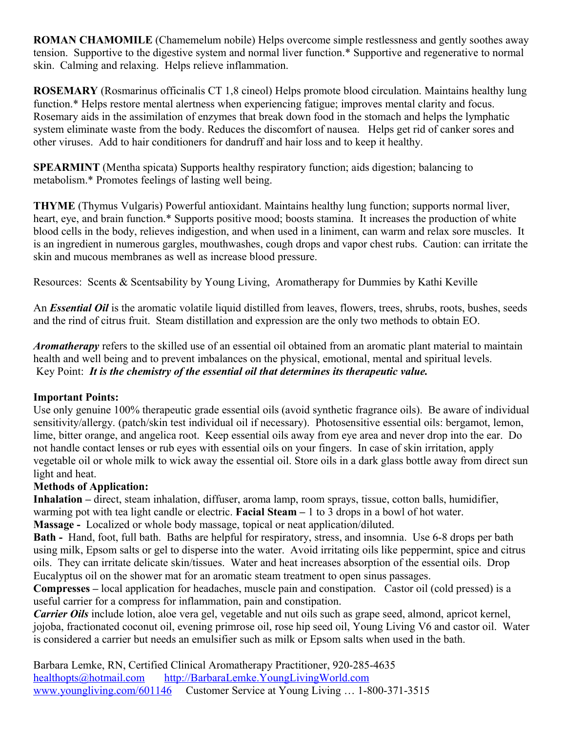**ROMAN CHAMOMILE** (Chamemelum nobile) Helps overcome simple restlessness and gently soothes away tension. Supportive to the digestive system and normal liver function.* Supportive and regenerative to normal skin. Calming and relaxing. Helps relieve inflammation.

**ROSEMARY** (Rosmarinus officinalis CT 1,8 cineol) Helps promote blood circulation. Maintains healthy lung function.* Helps restore mental alertness when experiencing fatigue; improves mental clarity and focus. Rosemary aids in the assimilation of enzymes that break down food in the stomach and helps the lymphatic system eliminate waste from the body. Reduces the discomfort of nausea. Helps get rid of canker sores and other viruses. Add to hair conditioners for dandruff and hair loss and to keep it healthy.

**SPEARMINT** (Mentha spicata) Supports healthy respiratory function; aids digestion; balancing to metabolism.* Promotes feelings of lasting well being.

**THYME** (Thymus Vulgaris) Powerful antioxidant. Maintains healthy lung function; supports normal liver, heart, eye, and brain function.* Supports positive mood; boosts stamina. It increases the production of white blood cells in the body, relieves indigestion, and when used in a liniment, can warm and relax sore muscles. It is an ingredient in numerous gargles, mouthwashes, cough drops and vapor chest rubs. Caution: can irritate the skin and mucous membranes as well as increase blood pressure.

Resources: Scents & Scentsability by Young Living, Aromatherapy for Dummies by Kathi Keville

An ***Essential Oil*** is the aromatic volatile liquid distilled from leaves, flowers, trees, shrubs, roots, bushes, seeds and the rind of citrus fruit. Steam distillation and expression are the only two methods to obtain EO.

***Aromatherapy*** refers to the skilled use of an essential oil obtained from an aromatic plant material to maintain health and well being and to prevent imbalances on the physical, emotional, mental and spiritual levels.
Key Point: ***It is the chemistry of the essential oil that determines its therapeutic value.***

**Important Points:**
Use only genuine 100% therapeutic grade essential oils (avoid synthetic fragrance oils). Be aware of individual sensitivity/allergy. (patch/skin test individual oil if necessary). Photosensitive essential oils: bergamot, lemon, lime, bitter orange, and angelica root. Keep essential oils away from eye area and never drop into the ear. Do not handle contact lenses or rub eyes with essential oils on your fingers. In case of skin irritation, apply vegetable oil or whole milk to wick away the essential oil. Store oils in a dark glass bottle away from direct sun light and heat.

**Methods of Application:**
**Inhalation –** direct, steam inhalation, diffuser, aroma lamp, room sprays, tissue, cotton balls, humidifier, warming pot with tea light candle or electric. **Facial Steam –** 1 to 3 drops in a bowl of hot water.
**Massage -** Localized or whole body massage, topical or neat application/diluted.
**Bath -** Hand, foot, full bath. Baths are helpful for respiratory, stress, and insomnia. Use 6-8 drops per bath using milk, Epsom salts or gel to disperse into the water. Avoid irritating oils like peppermint, spice and citrus oils. They can irritate delicate skin/tissues. Water and heat increases absorption of the essential oils. Drop Eucalyptus oil on the shower mat for an aromatic steam treatment to open sinus passages.
**Compresses –** local application for headaches, muscle pain and constipation. Castor oil (cold pressed) is a useful carrier for a compress for inflammation, pain and constipation.
***Carrier Oils*** include lotion, aloe vera gel, vegetable and nut oils such as grape seed, almond, apricot kernel, jojoba, fractionated coconut oil, evening primrose oil, rose hip seed oil, Young Living V6 and castor oil. Water is considered a carrier but needs an emulsifier such as milk or Epsom salts when used in the bath.

Barbara Lemke, RN, Certified Clinical Aromatherapy Practitioner, 920-285-4635
healthopts@hotmail.com http://BarbaraLemke.YoungLivingWorld.com
www.youngliving.com/601146 Customer Service at Young Living … 1-800-371-3515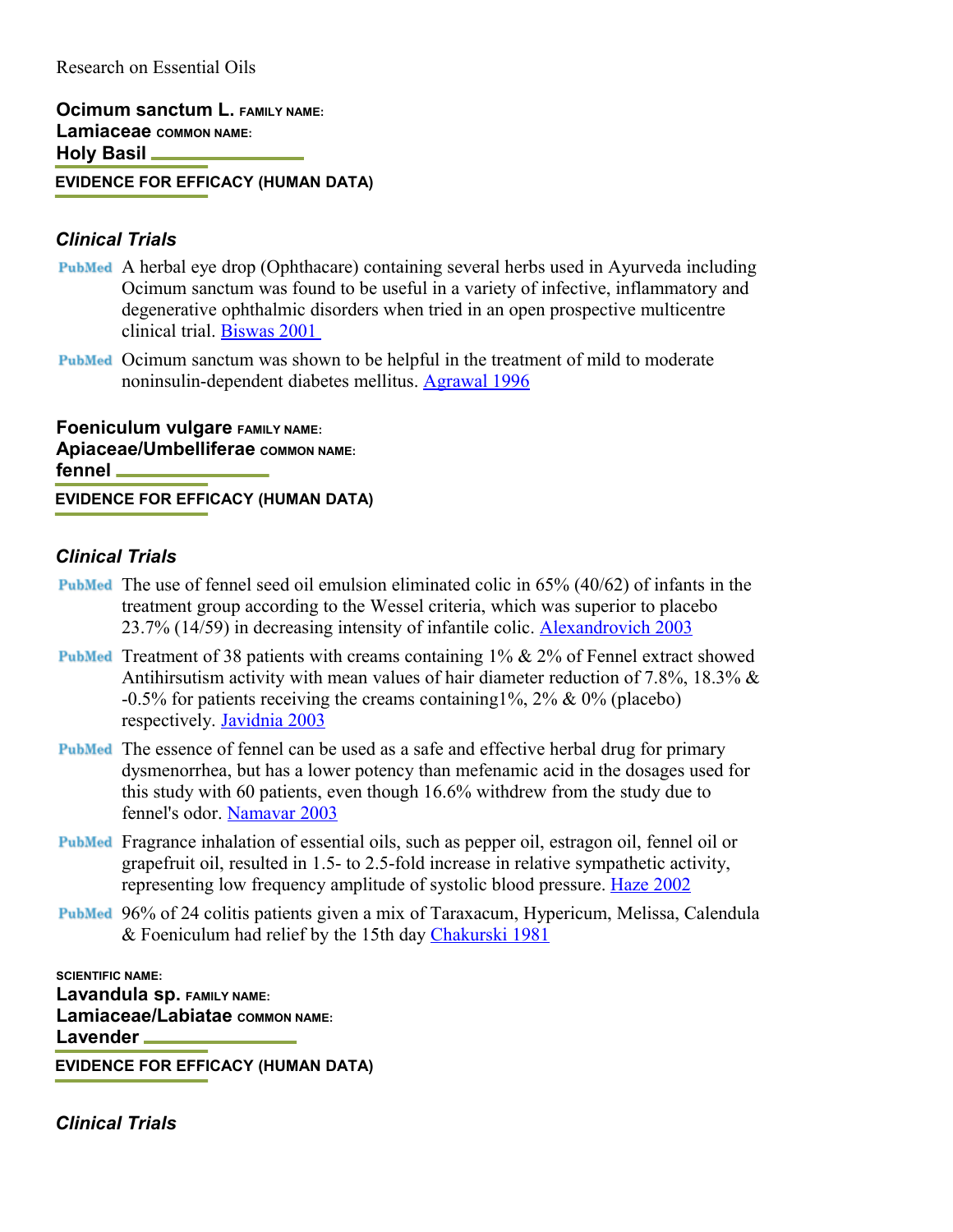Research on Essential Oils

**Ocimum sanctum L.** FAMILY NAME:
**Lamiaceae** COMMON NAME:
**Holy Basil**

**EVIDENCE FOR EFFICACY (HUMAN DATA)**

### *Clinical Trials*

- PubMed A herbal eye drop (Ophthacare) containing several herbs used in Ayurveda including Ocimum sanctum was found to be useful in a variety of infective, inflammatory and degenerative ophthalmic disorders when tried in an open prospective multicentre clinical trial. Biswas 2001
- PubMed Ocimum sanctum was shown to be helpful in the treatment of mild to moderate noninsulin-dependent diabetes mellitus. Agrawal 1996

**Foeniculum vulgare** FAMILY NAME:
**Apiaceae/Umbelliferae** COMMON NAME:
**fennel**

**EVIDENCE FOR EFFICACY (HUMAN DATA)**

### *Clinical Trials*

- PubMed The use of fennel seed oil emulsion eliminated colic in 65% (40/62) of infants in the treatment group according to the Wessel criteria, which was superior to placebo 23.7% (14/59) in decreasing intensity of infantile colic. Alexandrovich 2003
- PubMed Treatment of 38 patients with creams containing 1% & 2% of Fennel extract showed Antihirsutism activity with mean values of hair diameter reduction of 7.8%, 18.3% & -0.5% for patients receiving the creams containing1%, 2% & 0% (placebo) respectively. Javidnia 2003
- PubMed The essence of fennel can be used as a safe and effective herbal drug for primary dysmenorrhea, but has a lower potency than mefenamic acid in the dosages used for this study with 60 patients, even though 16.6% withdrew from the study due to fennel's odor. Namavar 2003
- PubMed Fragrance inhalation of essential oils, such as pepper oil, estragon oil, fennel oil or grapefruit oil, resulted in 1.5- to 2.5-fold increase in relative sympathetic activity, representing low frequency amplitude of systolic blood pressure. Haze 2002
- PubMed 96% of 24 colitis patients given a mix of Taraxacum, Hypericum, Melissa, Calendula & Foeniculum had relief by the 15th day Chakurski 1981

SCIENTIFIC NAME:
**Lavandula sp.** FAMILY NAME:
**Lamiaceae/Labiatae** COMMON NAME:
**Lavender**

**EVIDENCE FOR EFFICACY (HUMAN DATA)**

### *Clinical Trials*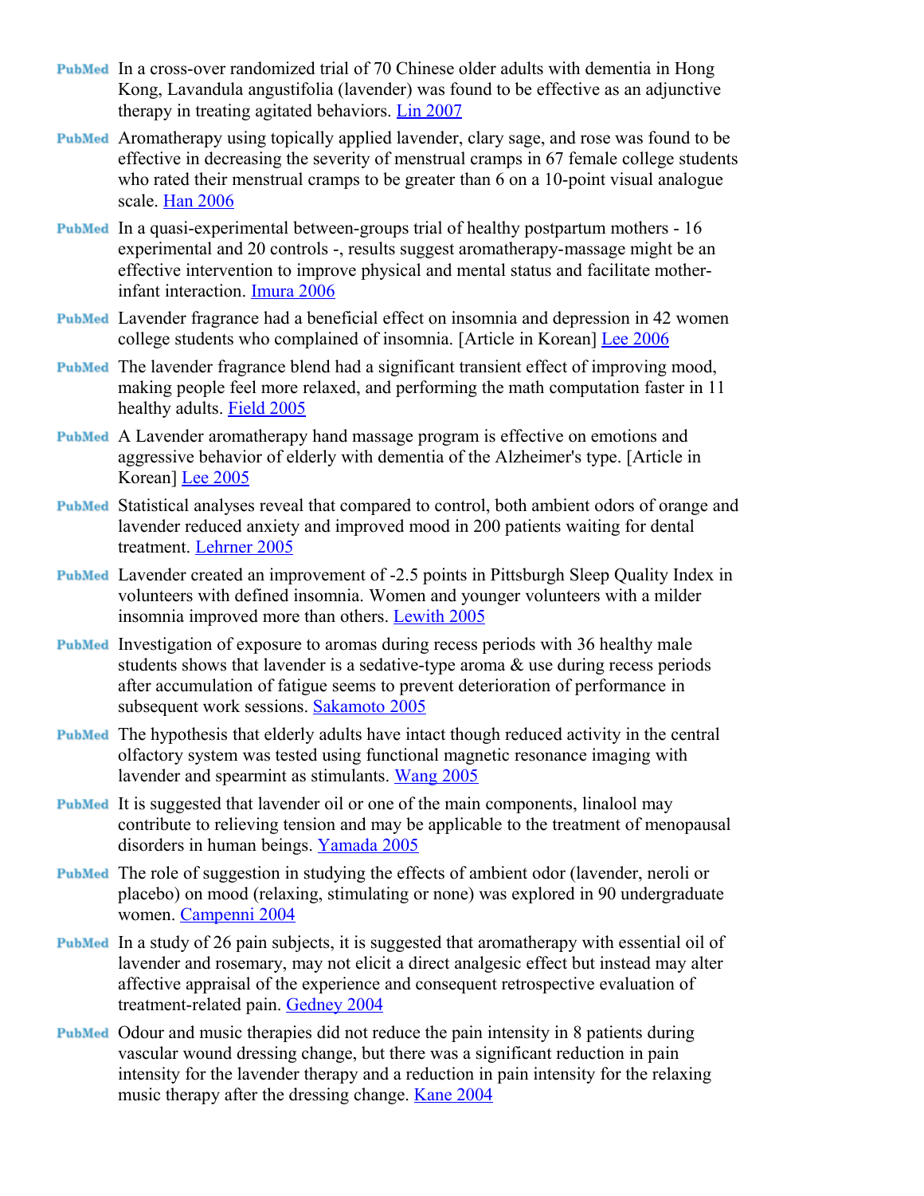- PubMed In a cross-over randomized trial of 70 Chinese older adults with dementia in Hong Kong, Lavandula angustifolia (lavender) was found to be effective as an adjunctive therapy in treating agitated behaviors. Lin 2007
- PubMed Aromatherapy using topically applied lavender, clary sage, and rose was found to be effective in decreasing the severity of menstrual cramps in 67 female college students who rated their menstrual cramps to be greater than 6 on a 10-point visual analogue scale. Han 2006
- PubMed In a quasi-experimental between-groups trial of healthy postpartum mothers - 16 experimental and 20 controls -, results suggest aromatherapy-massage might be an effective intervention to improve physical and mental status and facilitate mother-infant interaction. Imura 2006
- PubMed Lavender fragrance had a beneficial effect on insomnia and depression in 42 women college students who complained of insomnia. [Article in Korean] Lee 2006
- PubMed The lavender fragrance blend had a significant transient effect of improving mood, making people feel more relaxed, and performing the math computation faster in 11 healthy adults. Field 2005
- PubMed A Lavender aromatherapy hand massage program is effective on emotions and aggressive behavior of elderly with dementia of the Alzheimer's type. [Article in Korean] Lee 2005
- PubMed Statistical analyses reveal that compared to control, both ambient odors of orange and lavender reduced anxiety and improved mood in 200 patients waiting for dental treatment. Lehrner 2005
- PubMed Lavender created an improvement of -2.5 points in Pittsburgh Sleep Quality Index in volunteers with defined insomnia. Women and younger volunteers with a milder insomnia improved more than others. Lewith 2005
- PubMed Investigation of exposure to aromas during recess periods with 36 healthy male students shows that lavender is a sedative-type aroma & use during recess periods after accumulation of fatigue seems to prevent deterioration of performance in subsequent work sessions. Sakamoto 2005
- PubMed The hypothesis that elderly adults have intact though reduced activity in the central olfactory system was tested using functional magnetic resonance imaging with lavender and spearmint as stimulants. Wang 2005
- PubMed It is suggested that lavender oil or one of the main components, linalool may contribute to relieving tension and may be applicable to the treatment of menopausal disorders in human beings. Yamada 2005
- PubMed The role of suggestion in studying the effects of ambient odor (lavender, neroli or placebo) on mood (relaxing, stimulating or none) was explored in 90 undergraduate women. Campenni 2004
- PubMed In a study of 26 pain subjects, it is suggested that aromatherapy with essential oil of lavender and rosemary, may not elicit a direct analgesic effect but instead may alter affective appraisal of the experience and consequent retrospective evaluation of treatment-related pain. Gedney 2004
- PubMed Odour and music therapies did not reduce the pain intensity in 8 patients during vascular wound dressing change, but there was a significant reduction in pain intensity for the lavender therapy and a reduction in pain intensity for the relaxing music therapy after the dressing change. Kane 2004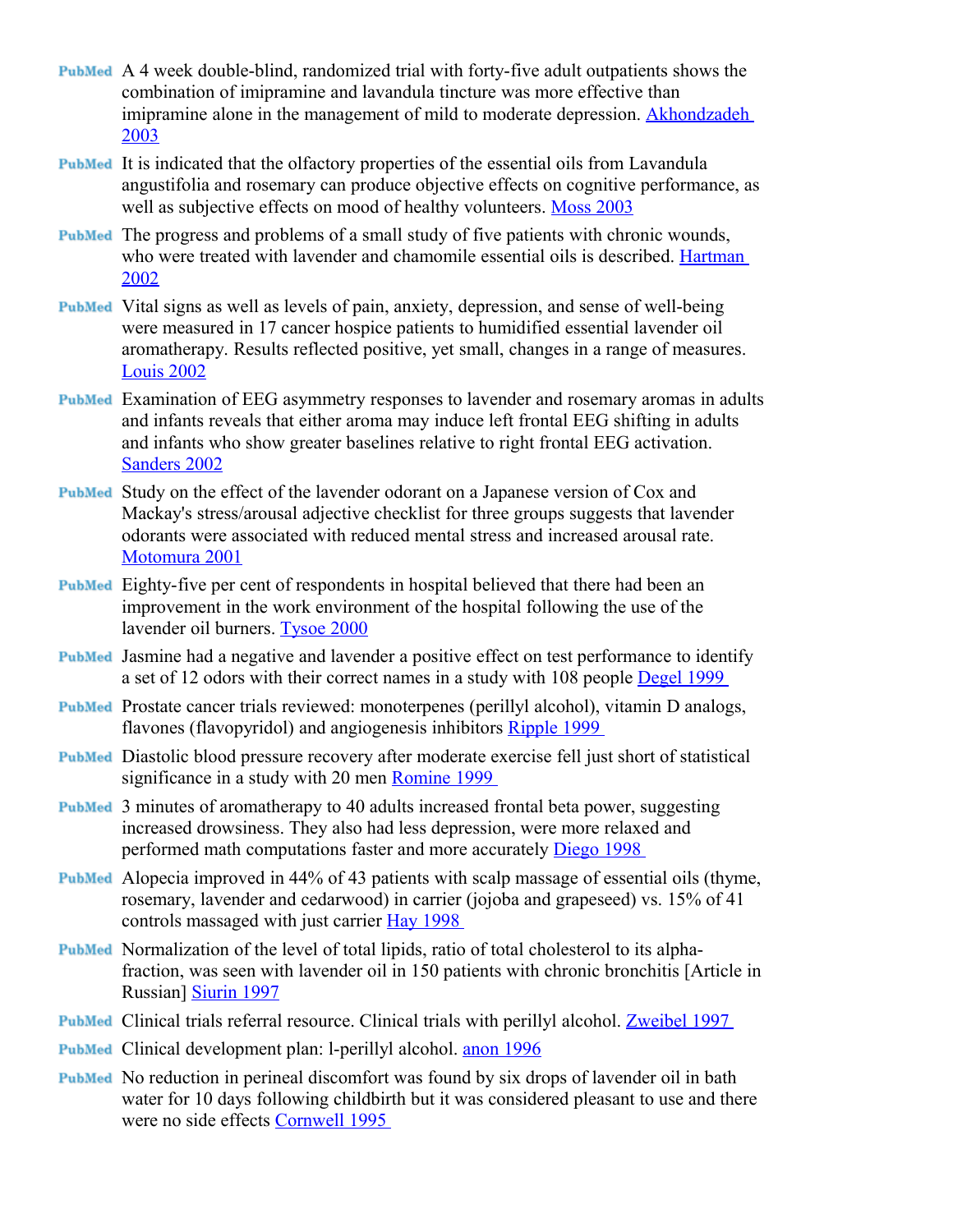- PubMed A 4 week double-blind, randomized trial with forty-five adult outpatients shows the combination of imipramine and lavandula tincture was more effective than imipramine alone in the management of mild to moderate depression. Akhondzadeh 2003
- PubMed It is indicated that the olfactory properties of the essential oils from Lavandula angustifolia and rosemary can produce objective effects on cognitive performance, as well as subjective effects on mood of healthy volunteers. Moss 2003
- PubMed The progress and problems of a small study of five patients with chronic wounds, who were treated with lavender and chamomile essential oils is described. Hartman 2002
- PubMed Vital signs as well as levels of pain, anxiety, depression, and sense of well-being were measured in 17 cancer hospice patients to humidified essential lavender oil aromatherapy. Results reflected positive, yet small, changes in a range of measures. Louis 2002
- PubMed Examination of EEG asymmetry responses to lavender and rosemary aromas in adults and infants reveals that either aroma may induce left frontal EEG shifting in adults and infants who show greater baselines relative to right frontal EEG activation. Sanders 2002
- PubMed Study on the effect of the lavender odorant on a Japanese version of Cox and Mackay's stress/arousal adjective checklist for three groups suggests that lavender odorants were associated with reduced mental stress and increased arousal rate. Motomura 2001
- PubMed Eighty-five per cent of respondents in hospital believed that there had been an improvement in the work environment of the hospital following the use of the lavender oil burners. Tysoe 2000
- PubMed Jasmine had a negative and lavender a positive effect on test performance to identify a set of 12 odors with their correct names in a study with 108 people Degel 1999
- PubMed Prostate cancer trials reviewed: monoterpenes (perillyl alcohol), vitamin D analogs, flavones (flavopyridol) and angiogenesis inhibitors Ripple 1999
- PubMed Diastolic blood pressure recovery after moderate exercise fell just short of statistical significance in a study with 20 men Romine 1999
- PubMed 3 minutes of aromatherapy to 40 adults increased frontal beta power, suggesting increased drowsiness. They also had less depression, were more relaxed and performed math computations faster and more accurately Diego 1998
- PubMed Alopecia improved in 44% of 43 patients with scalp massage of essential oils (thyme, rosemary, lavender and cedarwood) in carrier (jojoba and grapeseed) vs. 15% of 41 controls massaged with just carrier Hay 1998
- PubMed Normalization of the level of total lipids, ratio of total cholesterol to its alpha-fraction, was seen with lavender oil in 150 patients with chronic bronchitis [Article in Russian] Siurin 1997
- PubMed Clinical trials referral resource. Clinical trials with perillyl alcohol. Zweibel 1997
- PubMed Clinical development plan: l-perillyl alcohol. anon 1996
- PubMed No reduction in perineal discomfort was found by six drops of lavender oil in bath water for 10 days following childbirth but it was considered pleasant to use and there were no side effects Cornwell 1995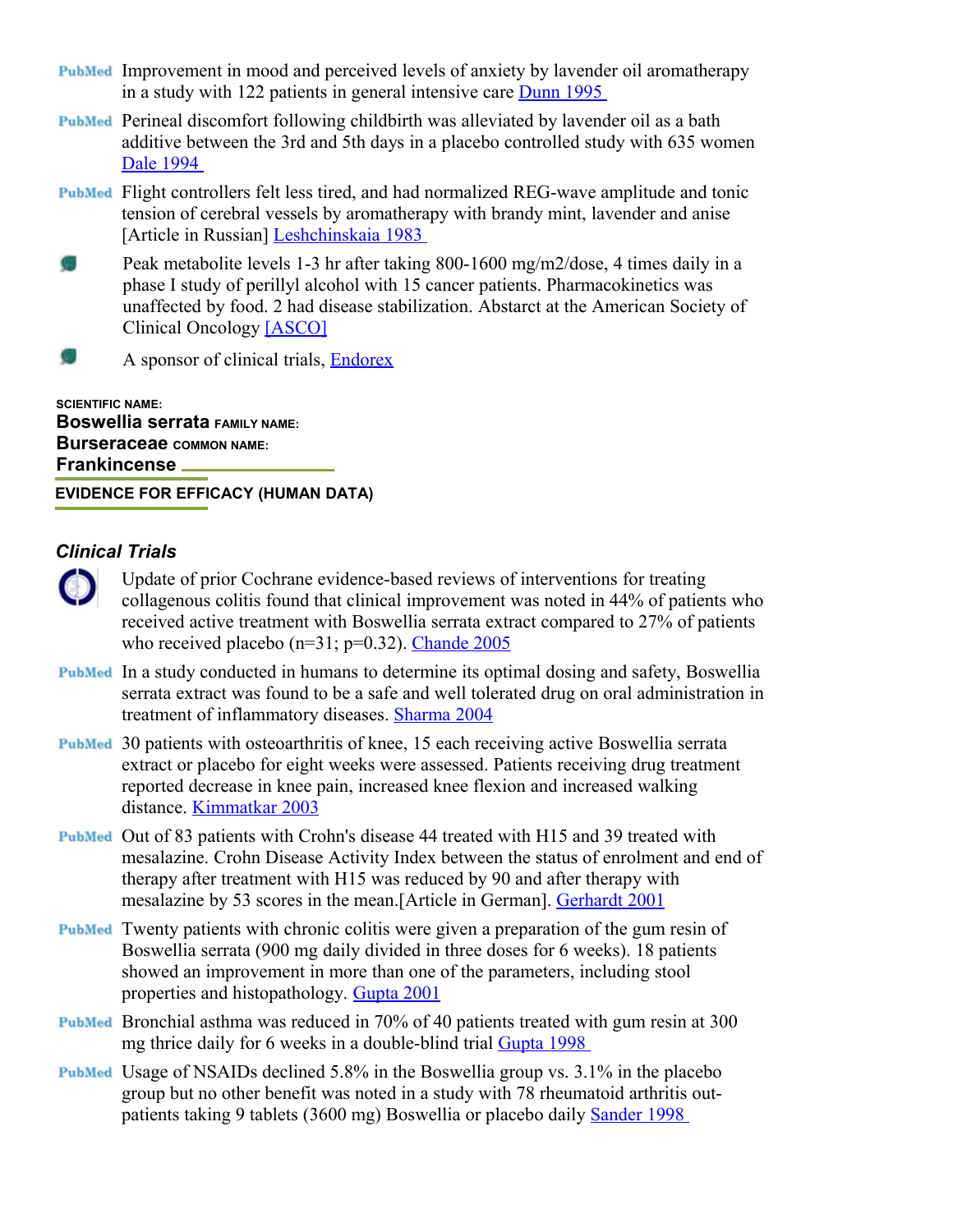PubMed Improvement in mood and perceived levels of anxiety by lavender oil aromatherapy in a study with 122 patients in general intensive care [Dunn 1995](#)

PubMed Perineal discomfort following childbirth was alleviated by lavender oil as a bath additive between the 3rd and 5th days in a placebo controlled study with 635 women [Dale 1994](#)

PubMed Flight controllers felt less tired, and had normalized REG-wave amplitude and tonic tension of cerebral vessels by aromatherapy with brandy mint, lavender and anise [Article in Russian] [Leshchinskaia 1983](#)

Peak metabolite levels 1-3 hr after taking 800-1600 mg/m2/dose, 4 times daily in a phase I study of perillyl alcohol with 15 cancer patients. Pharmacokinetics was unaffected by food. 2 had disease stabilization. Abstarct at the American Society of Clinical Oncology [ASCO]

A sponsor of clinical trials, [Endorex](#)

SCIENTIFIC NAME:
**Boswellia serrata** FAMILY NAME:
**Burseraceae** COMMON NAME:
**Frankincense**

## EVIDENCE FOR EFFICACY (HUMAN DATA)

### *Clinical Trials*

Update of prior Cochrane evidence-based reviews of interventions for treating collagenous colitis found that clinical improvement was noted in 44% of patients who received active treatment with Boswellia serrata extract compared to 27% of patients who received placebo (n=31; p=0.32). [Chande 2005](#)

PubMed In a study conducted in humans to determine its optimal dosing and safety, Boswellia serrata extract was found to be a safe and well tolerated drug on oral administration in treatment of inflammatory diseases. [Sharma 2004](#)

PubMed 30 patients with osteoarthritis of knee, 15 each receiving active Boswellia serrata extract or placebo for eight weeks were assessed. Patients receiving drug treatment reported decrease in knee pain, increased knee flexion and increased walking distance. [Kimmatkar 2003](#)

PubMed Out of 83 patients with Crohn's disease 44 treated with H15 and 39 treated with mesalazine. Crohn Disease Activity Index between the status of enrolment and end of therapy after treatment with H15 was reduced by 90 and after therapy with mesalazine by 53 scores in the mean.[Article in German]. [Gerhardt 2001](#)

PubMed Twenty patients with chronic colitis were given a preparation of the gum resin of Boswellia serrata (900 mg daily divided in three doses for 6 weeks). 18 patients showed an improvement in more than one of the parameters, including stool properties and histopathology. [Gupta 2001](#)

PubMed Bronchial asthma was reduced in 70% of 40 patients treated with gum resin at 300 mg thrice daily for 6 weeks in a double-blind trial [Gupta 1998](#)

PubMed Usage of NSAIDs declined 5.8% in the Boswellia group vs. 3.1% in the placebo group but no other benefit was noted in a study with 78 rheumatoid arthritis outpatients taking 9 tablets (3600 mg) Boswellia or placebo daily [Sander 1998](#)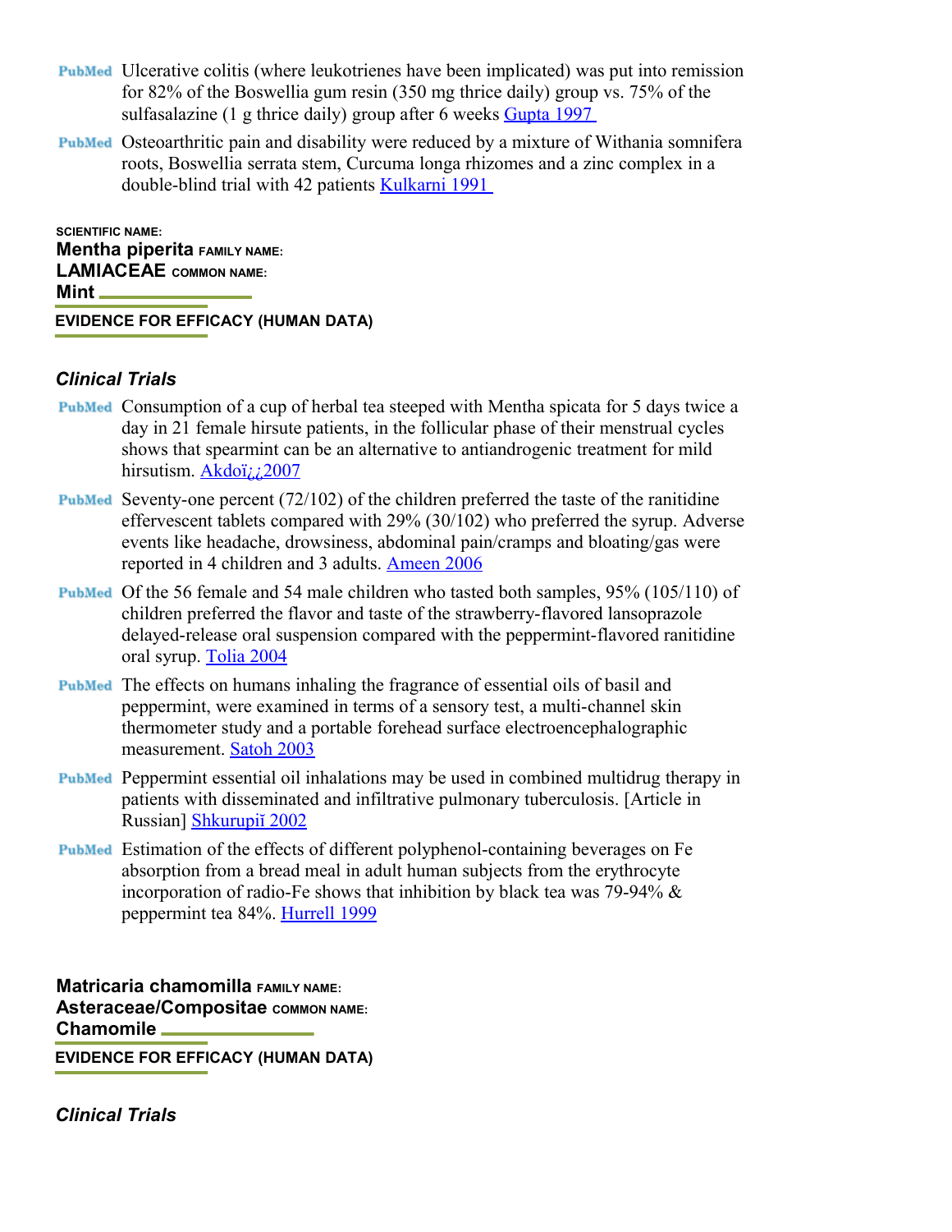PubMed Ulcerative colitis (where leukotrienes have been implicated) was put into remission for 82% of the Boswellia gum resin (350 mg thrice daily) group vs. 75% of the sulfasalazine (1 g thrice daily) group after 6 weeks Gupta 1997

PubMed Osteoarthritic pain and disability were reduced by a mixture of Withania somnifera roots, Boswellia serrata stem, Curcuma longa rhizomes and a zinc complex in a double-blind trial with 42 patients Kulkarni 1991

**SCIENTIFIC NAME:**
**Mentha piperita** **FAMILY NAME:**
**LAMIACEAE** **COMMON NAME:**
**Mint**

**EVIDENCE FOR EFFICACY (HUMAN DATA)**

### *Clinical Trials*

PubMed Consumption of a cup of herbal tea steeped with Mentha spicata for 5 days twice a day in 21 female hirsute patients, in the follicular phase of their menstrual cycles shows that spearmint can be an alternative to antiandrogenic treatment for mild hirsutism. Akdoï¿½2007

PubMed Seventy-one percent (72/102) of the children preferred the taste of the ranitidine effervescent tablets compared with 29% (30/102) who preferred the syrup. Adverse events like headache, drowsiness, abdominal pain/cramps and bloating/gas were reported in 4 children and 3 adults. Ameen 2006

PubMed Of the 56 female and 54 male children who tasted both samples, 95% (105/110) of children preferred the flavor and taste of the strawberry-flavored lansoprazole delayed-release oral suspension compared with the peppermint-flavored ranitidine oral syrup. Tolia 2004

PubMed The effects on humans inhaling the fragrance of essential oils of basil and peppermint, were examined in terms of a sensory test, a multi-channel skin thermometer study and a portable forehead surface electroencephalographic measurement. Satoh 2003

PubMed Peppermint essential oil inhalations may be used in combined multidrug therapy in patients with disseminated and infiltrative pulmonary tuberculosis. [Article in Russian] Shkurupiĭ 2002

PubMed Estimation of the effects of different polyphenol-containing beverages on Fe absorption from a bread meal in adult human subjects from the erythrocyte incorporation of radio-Fe shows that inhibition by black tea was 79-94% & peppermint tea 84%. Hurrell 1999

**Matricaria chamomilla** **FAMILY NAME:**
**Asteraceae/Compositae** **COMMON NAME:**
**Chamomile**

**EVIDENCE FOR EFFICACY (HUMAN DATA)**

### *Clinical Trials*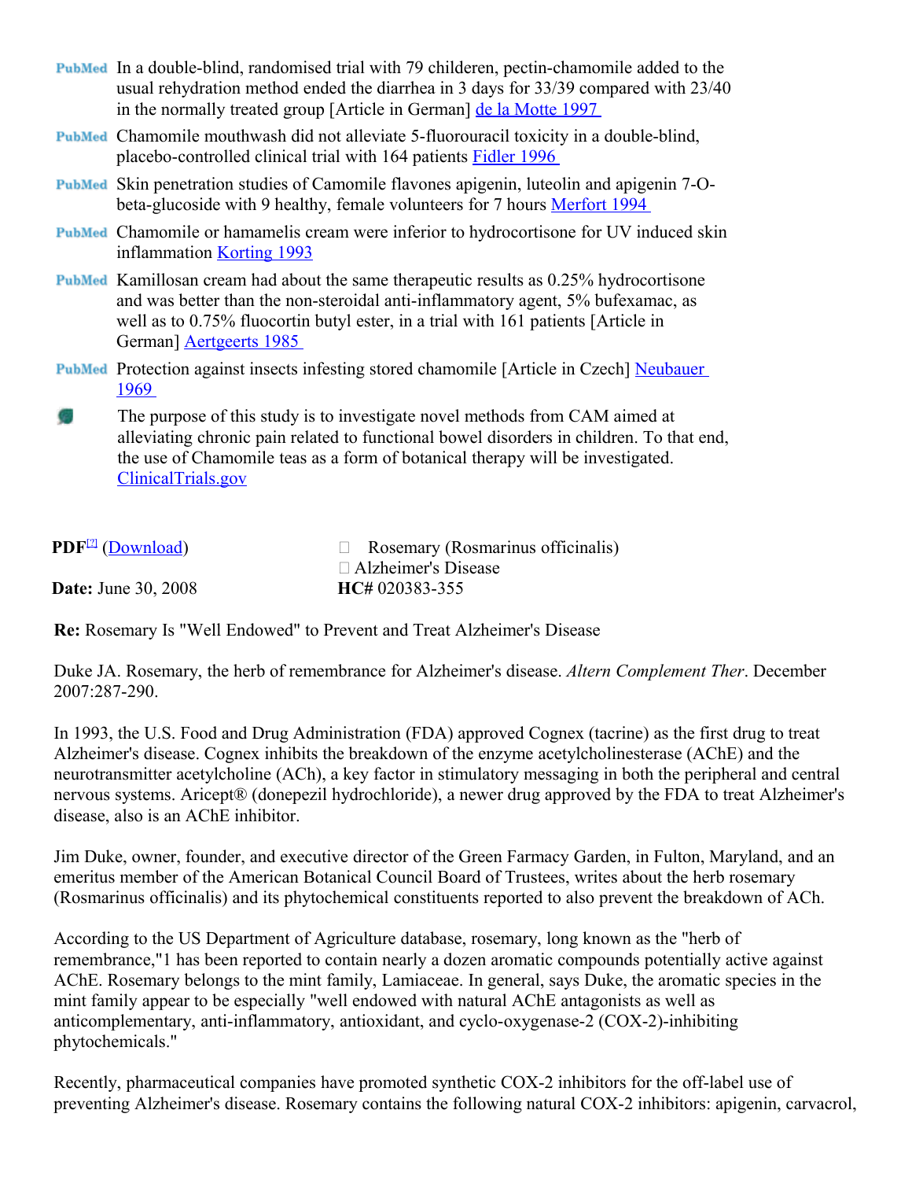PubMed In a double-blind, randomised trial with 79 childeren, pectin-chamomile added to the usual rehydration method ended the diarrhea in 3 days for 33/39 compared with 23/40 in the normally treated group [Article in German] de la Motte 1997

PubMed Chamomile mouthwash did not alleviate 5-fluorouracil toxicity in a double-blind, placebo-controlled clinical trial with 164 patients Fidler 1996

PubMed Skin penetration studies of Camomile flavones apigenin, luteolin and apigenin 7-O-beta-glucoside with 9 healthy, female volunteers for 7 hours Merfort 1994

PubMed Chamomile or hamamelis cream were inferior to hydrocortisone for UV induced skin inflammation Korting 1993

PubMed Kamillosan cream had about the same therapeutic results as 0.25% hydrocortisone and was better than the non-steroidal anti-inflammatory agent, 5% bufexamac, as well as to 0.75% fluocortin butyl ester, in a trial with 161 patients [Article in German] Aertgeerts 1985

PubMed Protection against insects infesting stored chamomile [Article in Czech] Neubauer 1969

The purpose of this study is to investigate novel methods from CAM aimed at alleviating chronic pain related to functional bowel disorders in children. To that end, the use of Chamomile teas as a form of botanical therapy will be investigated. ClinicalTrials.gov

**PDF**[?] (Download)

**Date:** June 30, 2008

Rosemary (Rosmarinus officinalis)
Alzheimer's Disease

**HC#** 020383-355

**Re:** Rosemary Is "Well Endowed" to Prevent and Treat Alzheimer's Disease

Duke JA. Rosemary, the herb of remembrance for Alzheimer's disease. *Altern Complement Ther*. December 2007:287-290.

In 1993, the U.S. Food and Drug Administration (FDA) approved Cognex (tacrine) as the first drug to treat Alzheimer's disease. Cognex inhibits the breakdown of the enzyme acetylcholinesterase (AChE) and the neurotransmitter acetylcholine (ACh), a key factor in stimulatory messaging in both the peripheral and central nervous systems. Aricept® (donepezil hydrochloride), a newer drug approved by the FDA to treat Alzheimer's disease, also is an AChE inhibitor.

Jim Duke, owner, founder, and executive director of the Green Farmacy Garden, in Fulton, Maryland, and an emeritus member of the American Botanical Council Board of Trustees, writes about the herb rosemary (Rosmarinus officinalis) and its phytochemical constituents reported to also prevent the breakdown of ACh.

According to the US Department of Agriculture database, rosemary, long known as the "herb of remembrance,"1 has been reported to contain nearly a dozen aromatic compounds potentially active against AChE. Rosemary belongs to the mint family, Lamiaceae. In general, says Duke, the aromatic species in the mint family appear to be especially "well endowed with natural AChE antagonists as well as anticomplementary, anti-inflammatory, antioxidant, and cyclo-oxygenase-2 (COX-2)-inhibiting phytochemicals."

Recently, pharmaceutical companies have promoted synthetic COX-2 inhibitors for the off-label use of preventing Alzheimer's disease. Rosemary contains the following natural COX-2 inhibitors: apigenin, carvacrol,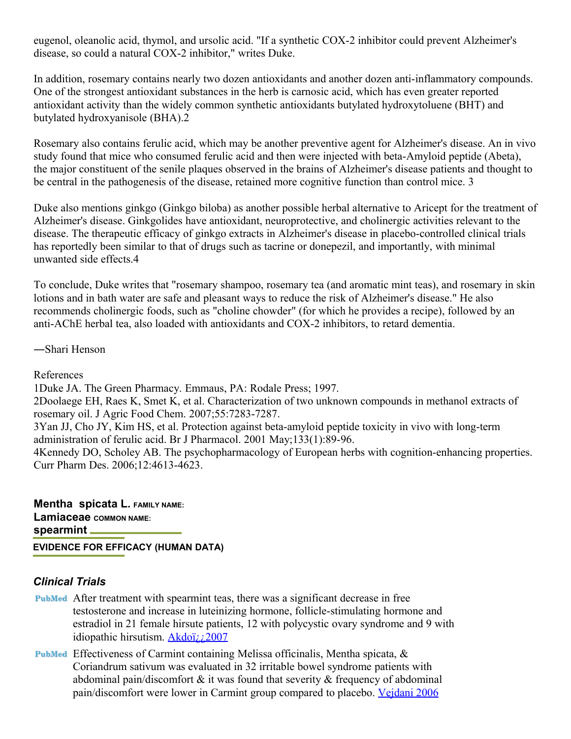eugenol, oleanolic acid, thymol, and ursolic acid. "If a synthetic COX-2 inhibitor could prevent Alzheimer's disease, so could a natural COX-2 inhibitor," writes Duke.

In addition, rosemary contains nearly two dozen antioxidants and another dozen anti-inflammatory compounds. One of the strongest antioxidant substances in the herb is carnosic acid, which has even greater reported antioxidant activity than the widely common synthetic antioxidants butylated hydroxytoluene (BHT) and butylated hydroxyanisole (BHA).[2]

Rosemary also contains ferulic acid, which may be another preventive agent for Alzheimer's disease. An in vivo study found that mice who consumed ferulic acid and then were injected with beta-Amyloid peptide (Abeta), the major constituent of the senile plaques observed in the brains of Alzheimer's disease patients and thought to be central in the pathogenesis of the disease, retained more cognitive function than control mice. [3]

Duke also mentions ginkgo (Ginkgo biloba) as another possible herbal alternative to Aricept for the treatment of Alzheimer's disease. Ginkgolides have antioxidant, neuroprotective, and cholinergic activities relevant to the disease. The therapeutic efficacy of ginkgo extracts in Alzheimer's disease in placebo-controlled clinical trials has reportedly been similar to that of drugs such as tacrine or donepezil, and importantly, with minimal unwanted side effects.[4]

To conclude, Duke writes that "rosemary shampoo, rosemary tea (and aromatic mint teas), and rosemary in skin lotions and in bath water are safe and pleasant ways to reduce the risk of Alzheimer's disease." He also recommends cholinergic foods, such as "choline chowder" (for which he provides a recipe), followed by an anti-AChE herbal tea, also loaded with antioxidants and COX-2 inhibitors, to retard dementia.

—Shari Henson

References

1Duke JA. The Green Pharmacy. Emmaus, PA: Rodale Press; 1997.

2Doolaege EH, Raes K, Smet K, et al. Characterization of two unknown compounds in methanol extracts of rosemary oil. J Agric Food Chem. 2007;55:7283-7287.

3Yan JJ, Cho JY, Kim HS, et al. Protection against beta-amyloid peptide toxicity in vivo with long-term administration of ferulic acid. Br J Pharmacol. 2001 May;133(1):89-96.

4Kennedy DO, Scholey AB. The psychopharmacology of European herbs with cognition-enhancing properties. Curr Pharm Des. 2006;12:4613-4623.

**Mentha spicata L.** FAMILY NAME: **Lamiaceae** COMMON NAME: **spearmint**

**EVIDENCE FOR EFFICACY (HUMAN DATA)**

### *Clinical Trials*

- PubMed After treatment with spearmint teas, there was a significant decrease in free testosterone and increase in luteinizing hormone, follicle-stimulating hormone and estradiol in 21 female hirsute patients, 12 with polycystic ovary syndrome and 9 with idiopathic hirsutism. Akdoï¿½2007
- PubMed Effectiveness of Carmint containing Melissa officinalis, Mentha spicata, & Coriandrum sativum was evaluated in 32 irritable bowel syndrome patients with abdominal pain/discomfort & it was found that severity & frequency of abdominal pain/discomfort were lower in Carmint group compared to placebo. Vejdani 2006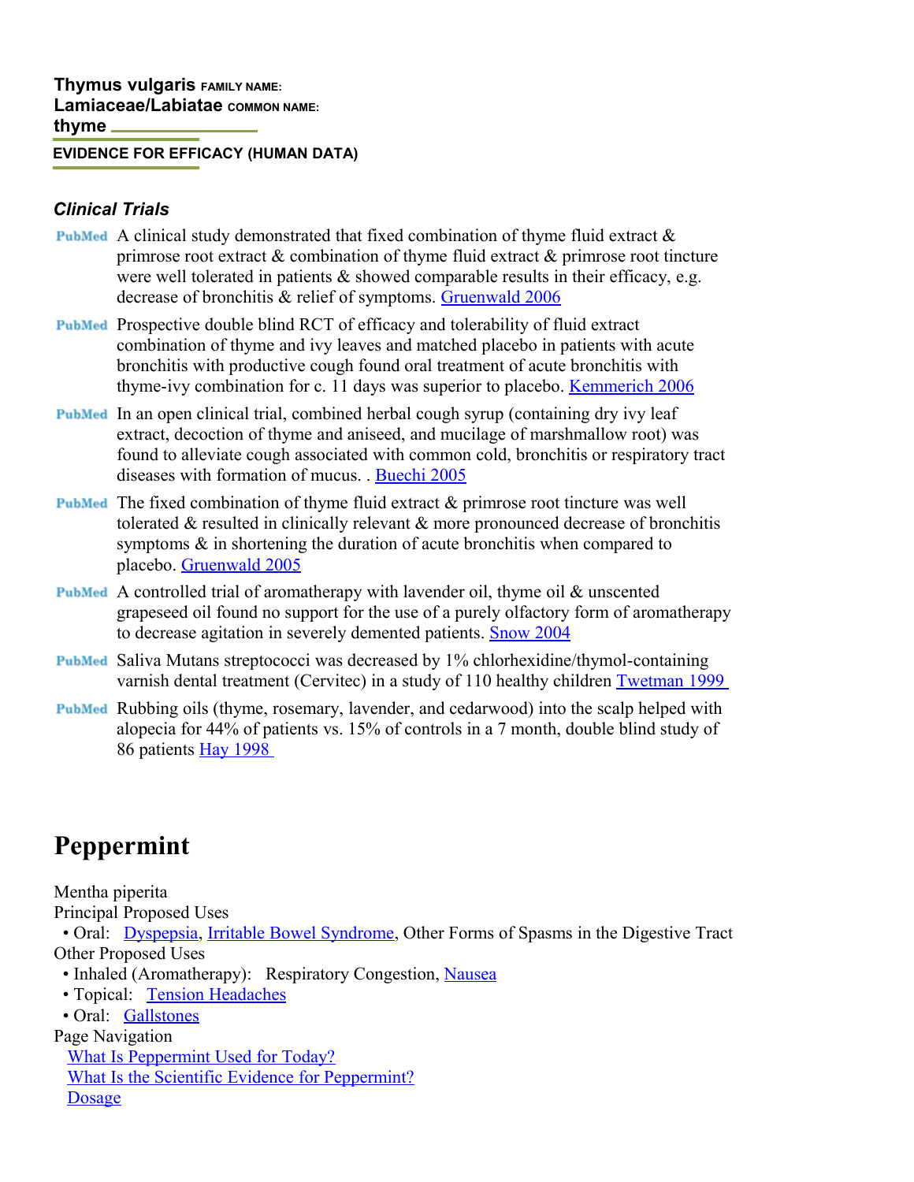**Thymus vulgaris** FAMILY NAME: **Lamiaceae/Labiatae** COMMON NAME: **thyme**

**EVIDENCE FOR EFFICACY (HUMAN DATA)**

### *Clinical Trials*

- PubMed A clinical study demonstrated that fixed combination of thyme fluid extract & primrose root extract & combination of thyme fluid extract & primrose root tincture were well tolerated in patients & showed comparable results in their efficacy, e.g. decrease of bronchitis & relief of symptoms. Gruenwald 2006
- PubMed Prospective double blind RCT of efficacy and tolerability of fluid extract combination of thyme and ivy leaves and matched placebo in patients with acute bronchitis with productive cough found oral treatment of acute bronchitis with thyme-ivy combination for c. 11 days was superior to placebo. Kemmerich 2006
- PubMed In an open clinical trial, combined herbal cough syrup (containing dry ivy leaf extract, decoction of thyme and aniseed, and mucilage of marshmallow root) was found to alleviate cough associated with common cold, bronchitis or respiratory tract diseases with formation of mucus. . Buechi 2005
- PubMed The fixed combination of thyme fluid extract & primrose root tincture was well tolerated & resulted in clinically relevant & more pronounced decrease of bronchitis symptoms & in shortening the duration of acute bronchitis when compared to placebo. Gruenwald 2005
- PubMed A controlled trial of aromatherapy with lavender oil, thyme oil & unscented grapeseed oil found no support for the use of a purely olfactory form of aromatherapy to decrease agitation in severely demented patients. Snow 2004
- PubMed Saliva Mutans streptococci was decreased by 1% chlorhexidine/thymol-containing varnish dental treatment (Cervitec) in a study of 110 healthy children Twetman 1999
- PubMed Rubbing oils (thyme, rosemary, lavender, and cedarwood) into the scalp helped with alopecia for 44% of patients vs. 15% of controls in a 7 month, double blind study of 86 patients Hay 1998

# Peppermint

Mentha piperita

Principal Proposed Uses

- Oral: Dyspepsia, Irritable Bowel Syndrome, Other Forms of Spasms in the Digestive Tract

Other Proposed Uses

- Inhaled (Aromatherapy): Respiratory Congestion, Nausea
- Topical: Tension Headaches
- Oral: Gallstones

Page Navigation

- What Is Peppermint Used for Today?
- What Is the Scientific Evidence for Peppermint?
- Dosage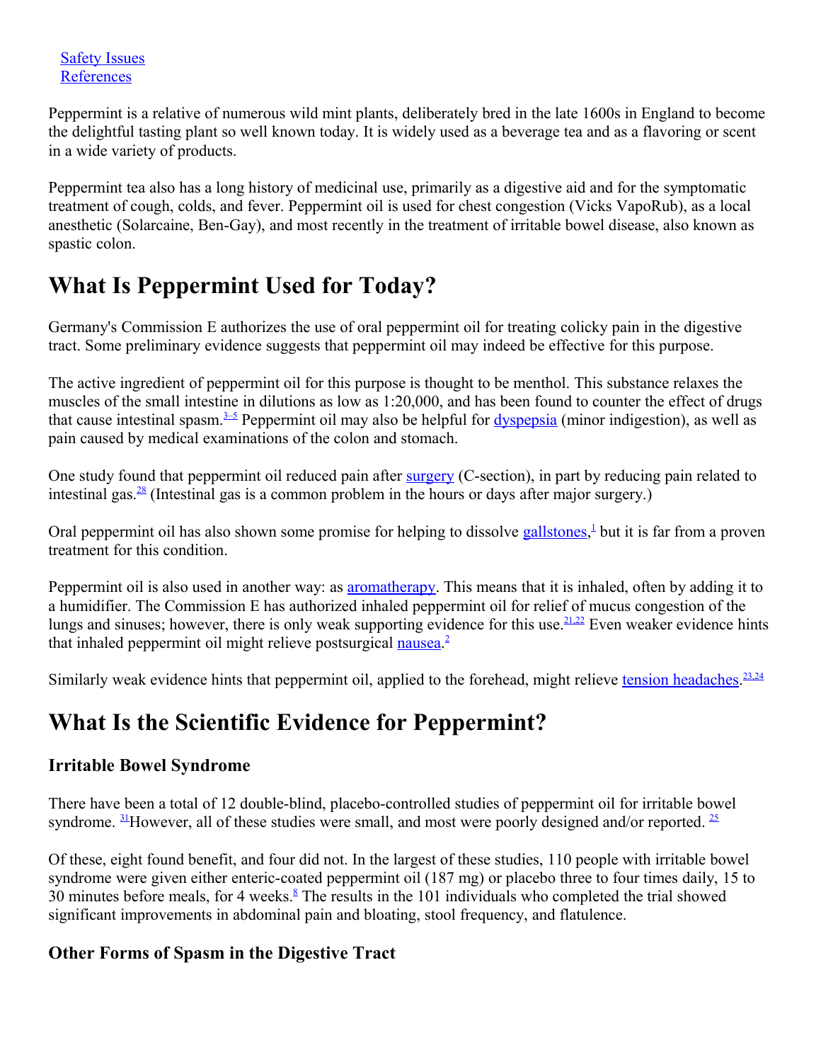[Safety Issues](#)
[References](#)

Peppermint is a relative of numerous wild mint plants, deliberately bred in the late 1600s in England to become the delightful tasting plant so well known today. It is widely used as a beverage tea and as a flavoring or scent in a wide variety of products.

Peppermint tea also has a long history of medicinal use, primarily as a digestive aid and for the symptomatic treatment of cough, colds, and fever. Peppermint oil is used for chest congestion (Vicks VapoRub), as a local anesthetic (Solarcaine, Ben-Gay), and most recently in the treatment of irritable bowel disease, also known as spastic colon.

## What Is Peppermint Used for Today?

Germany's Commission E authorizes the use of oral peppermint oil for treating colicky pain in the digestive tract. Some preliminary evidence suggests that peppermint oil may indeed be effective for this purpose.

The active ingredient of peppermint oil for this purpose is thought to be menthol. This substance relaxes the muscles of the small intestine in dilutions as low as 1:20,000, and has been found to counter the effect of drugs that cause intestinal spasm.[3–5] Peppermint oil may also be helpful for [dyspepsia](#) (minor indigestion), as well as pain caused by medical examinations of the colon and stomach.

One study found that peppermint oil reduced pain after [surgery](#) (C-section), in part by reducing pain related to intestinal gas.[28] (Intestinal gas is a common problem in the hours or days after major surgery.)

Oral peppermint oil has also shown some promise for helping to dissolve [gallstones](#),[1] but it is far from a proven treatment for this condition.

Peppermint oil is also used in another way: as [aromatherapy](#). This means that it is inhaled, often by adding it to a humidifier. The Commission E has authorized inhaled peppermint oil for relief of mucus congestion of the lungs and sinuses; however, there is only weak supporting evidence for this use.[21,22] Even weaker evidence hints that inhaled peppermint oil might relieve postsurgical [nausea](#).[2]

Similarly weak evidence hints that peppermint oil, applied to the forehead, might relieve [tension headaches](#).[23,24]

## What Is the Scientific Evidence for Peppermint?

### Irritable Bowel Syndrome

There have been a total of 12 double-blind, placebo-controlled studies of peppermint oil for irritable bowel syndrome. [31]However, all of these studies were small, and most were poorly designed and/or reported. [25]

Of these, eight found benefit, and four did not. In the largest of these studies, 110 people with irritable bowel syndrome were given either enteric-coated peppermint oil (187 mg) or placebo three to four times daily, 15 to 30 minutes before meals, for 4 weeks.[8] The results in the 101 individuals who completed the trial showed significant improvements in abdominal pain and bloating, stool frequency, and flatulence.

### Other Forms of Spasm in the Digestive Tract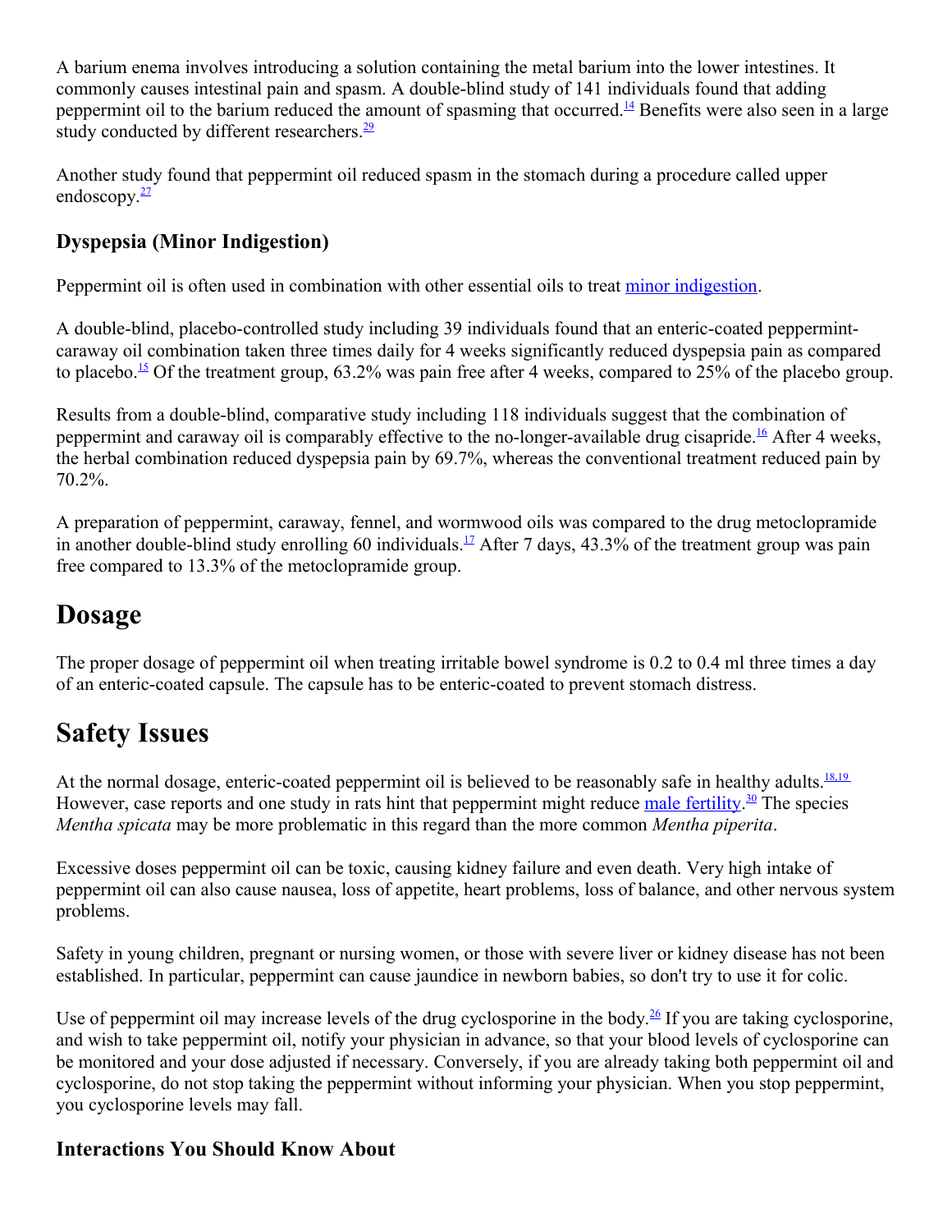A barium enema involves introducing a solution containing the metal barium into the lower intestines. It commonly causes intestinal pain and spasm. A double-blind study of 141 individuals found that adding peppermint oil to the barium reduced the amount of spasming that occurred.[14] Benefits were also seen in a large study conducted by different researchers.[29]

Another study found that peppermint oil reduced spasm in the stomach during a procedure called upper endoscopy.[27]

### Dyspepsia (Minor Indigestion)

Peppermint oil is often used in combination with other essential oils to treat minor indigestion.

A double-blind, placebo-controlled study including 39 individuals found that an enteric-coated peppermint-caraway oil combination taken three times daily for 4 weeks significantly reduced dyspepsia pain as compared to placebo.[15] Of the treatment group, 63.2% was pain free after 4 weeks, compared to 25% of the placebo group.

Results from a double-blind, comparative study including 118 individuals suggest that the combination of peppermint and caraway oil is comparably effective to the no-longer-available drug cisapride.[16] After 4 weeks, the herbal combination reduced dyspepsia pain by 69.7%, whereas the conventional treatment reduced pain by 70.2%.

A preparation of peppermint, caraway, fennel, and wormwood oils was compared to the drug metoclopramide in another double-blind study enrolling 60 individuals.[17] After 7 days, 43.3% of the treatment group was pain free compared to 13.3% of the metoclopramide group.

## Dosage

The proper dosage of peppermint oil when treating irritable bowel syndrome is 0.2 to 0.4 ml three times a day of an enteric-coated capsule. The capsule has to be enteric-coated to prevent stomach distress.

## Safety Issues

At the normal dosage, enteric-coated peppermint oil is believed to be reasonably safe in healthy adults.[18,19] However, case reports and one study in rats hint that peppermint might reduce male fertility.[30] The species *Mentha spicata* may be more problematic in this regard than the more common *Mentha piperita*.

Excessive doses peppermint oil can be toxic, causing kidney failure and even death. Very high intake of peppermint oil can also cause nausea, loss of appetite, heart problems, loss of balance, and other nervous system problems.

Safety in young children, pregnant or nursing women, or those with severe liver or kidney disease has not been established. In particular, peppermint can cause jaundice in newborn babies, so don't try to use it for colic.

Use of peppermint oil may increase levels of the drug cyclosporine in the body.[26] If you are taking cyclosporine, and wish to take peppermint oil, notify your physician in advance, so that your blood levels of cyclosporine can be monitored and your dose adjusted if necessary. Conversely, if you are already taking both peppermint oil and cyclosporine, do not stop taking the peppermint without informing your physician. When you stop peppermint, you cyclosporine levels may fall.

### Interactions You Should Know About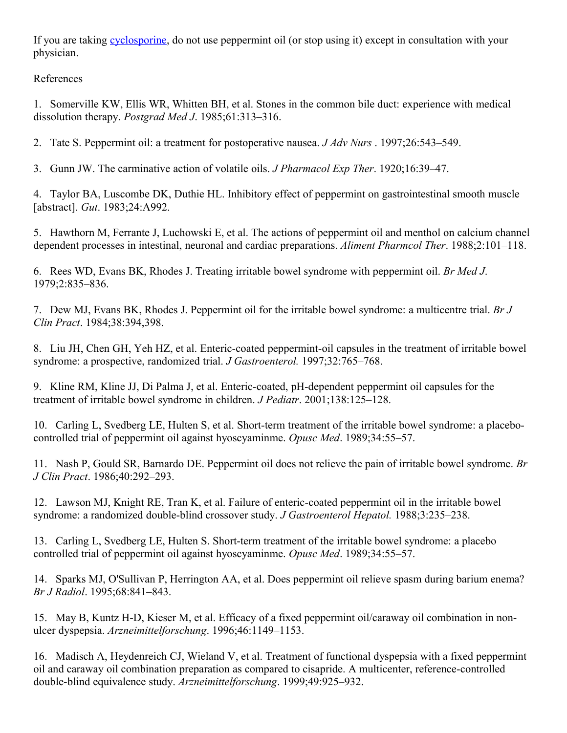If you are taking [cyclosporine](), do not use peppermint oil (or stop using it) except in consultation with your physician.

References

1. Somerville KW, Ellis WR, Whitten BH, et al. Stones in the common bile duct: experience with medical dissolution therapy. *Postgrad Med J*. 1985;61:313–316.

2. Tate S. Peppermint oil: a treatment for postoperative nausea. *J Adv Nurs* . 1997;26:543–549.

3. Gunn JW. The carminative action of volatile oils. *J Pharmacol Exp Ther*. 1920;16:39–47.

4. Taylor BA, Luscombe DK, Duthie HL. Inhibitory effect of peppermint on gastrointestinal smooth muscle [abstract]. *Gut*. 1983;24:A992.

5. Hawthorn M, Ferrante J, Luchowski E, et al. The actions of peppermint oil and menthol on calcium channel dependent processes in intestinal, neuronal and cardiac preparations. *Aliment Pharmcol Ther*. 1988;2:101–118.

6. Rees WD, Evans BK, Rhodes J. Treating irritable bowel syndrome with peppermint oil. *Br Med J*. 1979;2:835–836.

7. Dew MJ, Evans BK, Rhodes J. Peppermint oil for the irritable bowel syndrome: a multicentre trial. *Br J Clin Pract*. 1984;38:394,398.

8. Liu JH, Chen GH, Yeh HZ, et al. Enteric-coated peppermint-oil capsules in the treatment of irritable bowel syndrome: a prospective, randomized trial. *J Gastroenterol.* 1997;32:765–768.

9. Kline RM, Kline JJ, Di Palma J, et al. Enteric-coated, pH-dependent peppermint oil capsules for the treatment of irritable bowel syndrome in children. *J Pediatr*. 2001;138:125–128.

10. Carling L, Svedberg LE, Hulten S, et al. Short-term treatment of the irritable bowel syndrome: a placebo-controlled trial of peppermint oil against hyoscyaminme. *Opusc Med*. 1989;34:55–57.

11. Nash P, Gould SR, Barnardo DE. Peppermint oil does not relieve the pain of irritable bowel syndrome. *Br J Clin Pract*. 1986;40:292–293.

12. Lawson MJ, Knight RE, Tran K, et al. Failure of enteric-coated peppermint oil in the irritable bowel syndrome: a randomized double-blind crossover study. *J Gastroenterol Hepatol.* 1988;3:235–238.

13. Carling L, Svedberg LE, Hulten S. Short-term treatment of the irritable bowel syndrome: a placebo controlled trial of peppermint oil against hyoscyaminme. *Opusc Med*. 1989;34:55–57.

14. Sparks MJ, O'Sullivan P, Herrington AA, et al. Does peppermint oil relieve spasm during barium enema? *Br J Radiol*. 1995;68:841–843.

15. May B, Kuntz H-D, Kieser M, et al. Efficacy of a fixed peppermint oil/caraway oil combination in non-ulcer dyspepsia. *Arzneimittelforschung*. 1996;46:1149–1153.

16. Madisch A, Heydenreich CJ, Wieland V, et al. Treatment of functional dyspepsia with a fixed peppermint oil and caraway oil combination preparation as compared to cisapride. A multicenter, reference-controlled double-blind equivalence study. *Arzneimittelforschung*. 1999;49:925–932.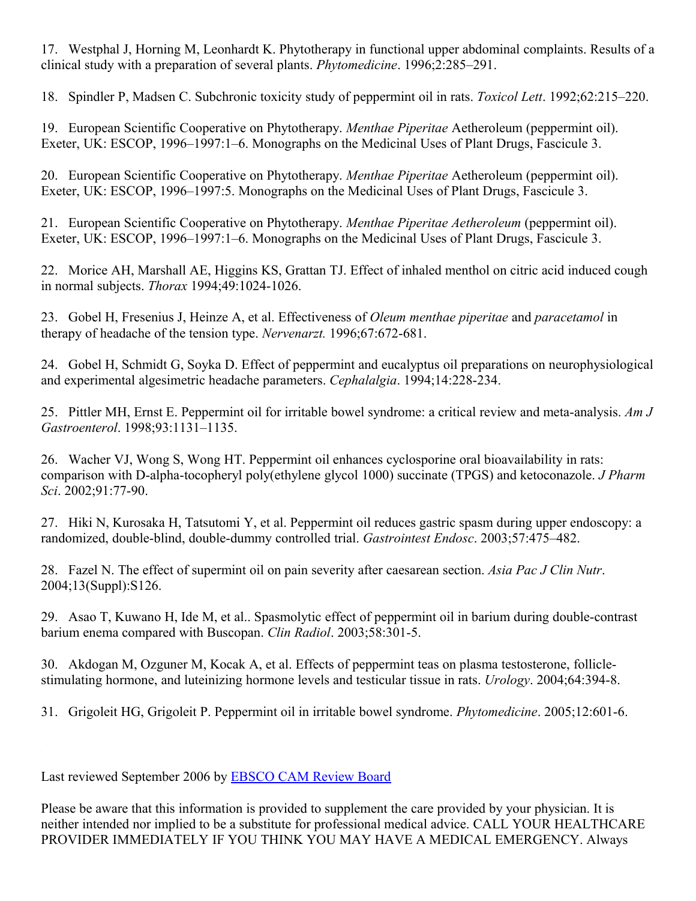17. Westphal J, Horning M, Leonhardt K. Phytotherapy in functional upper abdominal complaints. Results of a clinical study with a preparation of several plants. *Phytomedicine*. 1996;2:285–291.

18. Spindler P, Madsen C. Subchronic toxicity study of peppermint oil in rats. *Toxicol Lett*. 1992;62:215–220.

19. European Scientific Cooperative on Phytotherapy. *Menthae Piperitae* Aetheroleum (peppermint oil). Exeter, UK: ESCOP, 1996–1997:1–6. Monographs on the Medicinal Uses of Plant Drugs, Fascicule 3.

20. European Scientific Cooperative on Phytotherapy. *Menthae Piperitae* Aetheroleum (peppermint oil). Exeter, UK: ESCOP, 1996–1997:5. Monographs on the Medicinal Uses of Plant Drugs, Fascicule 3.

21. European Scientific Cooperative on Phytotherapy. *Menthae Piperitae Aetheroleum* (peppermint oil). Exeter, UK: ESCOP, 1996–1997:1–6. Monographs on the Medicinal Uses of Plant Drugs, Fascicule 3.

22. Morice AH, Marshall AE, Higgins KS, Grattan TJ. Effect of inhaled menthol on citric acid induced cough in normal subjects. *Thorax* 1994;49:1024-1026.

23. Gobel H, Fresenius J, Heinze A, et al. Effectiveness of *Oleum menthae piperitae* and *paracetamol* in therapy of headache of the tension type. *Nervenarzt.* 1996;67:672-681.

24. Gobel H, Schmidt G, Soyka D. Effect of peppermint and eucalyptus oil preparations on neurophysiological and experimental algesimetric headache parameters. *Cephalalgia*. 1994;14:228-234.

25. Pittler MH, Ernst E. Peppermint oil for irritable bowel syndrome: a critical review and meta-analysis. *Am J Gastroenterol*. 1998;93:1131–1135.

26. Wacher VJ, Wong S, Wong HT. Peppermint oil enhances cyclosporine oral bioavailability in rats: comparison with D-alpha-tocopheryl poly(ethylene glycol 1000) succinate (TPGS) and ketoconazole. *J Pharm Sci*. 2002;91:77-90.

27. Hiki N, Kurosaka H, Tatsutomi Y, et al. Peppermint oil reduces gastric spasm during upper endoscopy: a randomized, double-blind, double-dummy controlled trial. *Gastrointest Endosc*. 2003;57:475–482.

28. Fazel N. The effect of supermint oil on pain severity after caesarean section. *Asia Pac J Clin Nutr*. 2004;13(Suppl):S126.

29. Asao T, Kuwano H, Ide M, et al.. Spasmolytic effect of peppermint oil in barium during double-contrast barium enema compared with Buscopan. *Clin Radiol*. 2003;58:301-5.

30. Akdogan M, Ozguner M, Kocak A, et al. Effects of peppermint teas on plasma testosterone, follicle-stimulating hormone, and luteinizing hormone levels and testicular tissue in rats. *Urology*. 2004;64:394-8.

31. Grigoleit HG, Grigoleit P. Peppermint oil in irritable bowel syndrome. *Phytomedicine*. 2005;12:601-6.

Last reviewed September 2006 by EBSCO CAM Review Board

Please be aware that this information is provided to supplement the care provided by your physician. It is neither intended nor implied to be a substitute for professional medical advice. CALL YOUR HEALTHCARE PROVIDER IMMEDIATELY IF YOU THINK YOU MAY HAVE A MEDICAL EMERGENCY. Always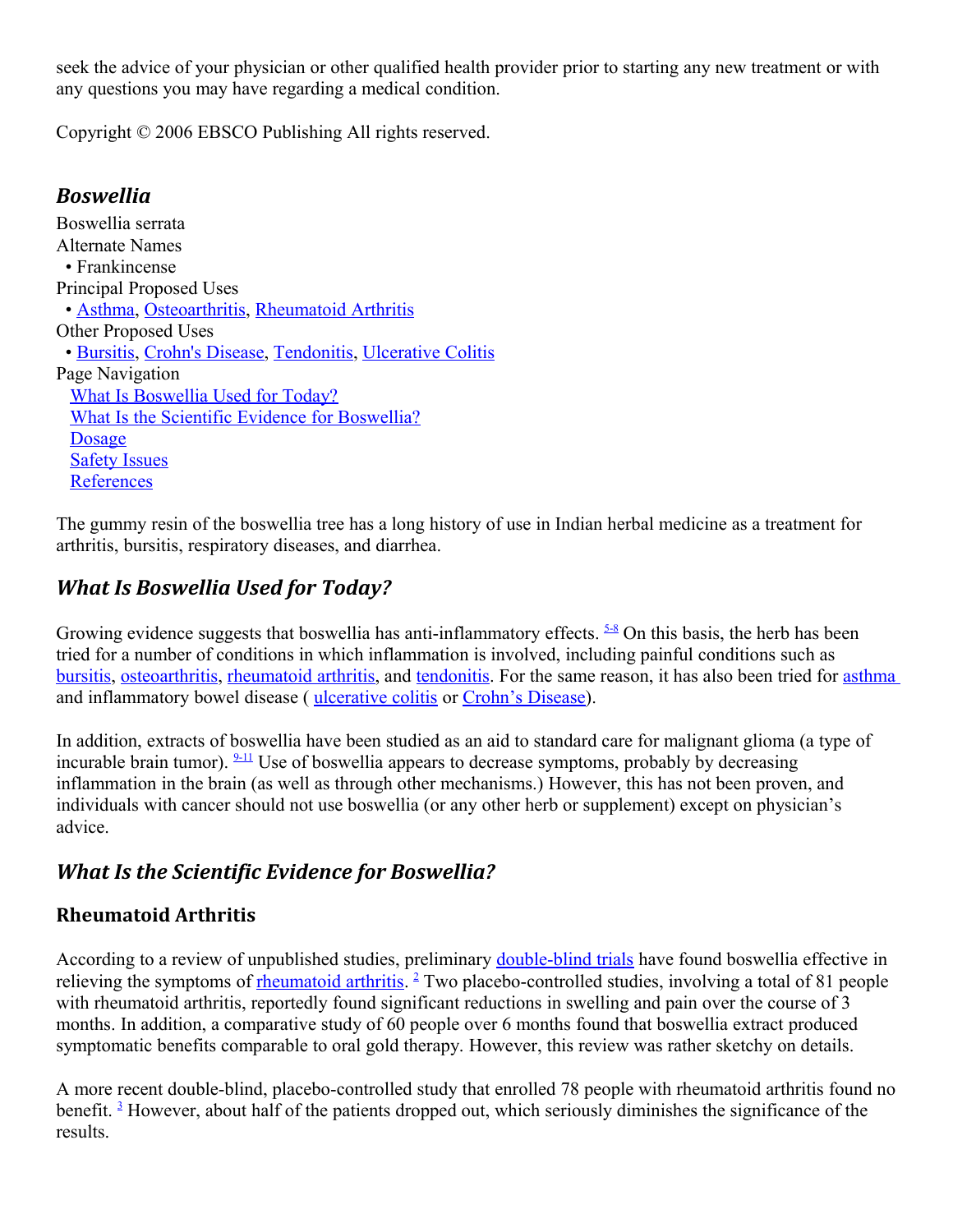seek the advice of your physician or other qualified health provider prior to starting any new treatment or with any questions you may have regarding a medical condition.

Copyright © 2006 EBSCO Publishing All rights reserved.

## *Boswellia*

Boswellia serrata

Alternate Names

- Frankincense

Principal Proposed Uses

- Asthma, Osteoarthritis, Rheumatoid Arthritis

Other Proposed Uses

- Bursitis, Crohn's Disease, Tendonitis, Ulcerative Colitis

Page Navigation

- What Is Boswellia Used for Today?
- What Is the Scientific Evidence for Boswellia?
- Dosage
- Safety Issues
- References

The gummy resin of the boswellia tree has a long history of use in Indian herbal medicine as a treatment for arthritis, bursitis, respiratory diseases, and diarrhea.

## *What Is Boswellia Used for Today?*

Growing evidence suggests that boswellia has anti-inflammatory effects. [5-8] On this basis, the herb has been tried for a number of conditions in which inflammation is involved, including painful conditions such as bursitis, osteoarthritis, rheumatoid arthritis, and tendonitis. For the same reason, it has also been tried for asthma and inflammatory bowel disease ( ulcerative colitis or Crohn's Disease).

In addition, extracts of boswellia have been studied as an aid to standard care for malignant glioma (a type of incurable brain tumor). [9-11] Use of boswellia appears to decrease symptoms, probably by decreasing inflammation in the brain (as well as through other mechanisms.) However, this has not been proven, and individuals with cancer should not use boswellia (or any other herb or supplement) except on physician's advice.

## *What Is the Scientific Evidence for Boswellia?*

### Rheumatoid Arthritis

According to a review of unpublished studies, preliminary double-blind trials have found boswellia effective in relieving the symptoms of rheumatoid arthritis. [2] Two placebo-controlled studies, involving a total of 81 people with rheumatoid arthritis, reportedly found significant reductions in swelling and pain over the course of 3 months. In addition, a comparative study of 60 people over 6 months found that boswellia extract produced symptomatic benefits comparable to oral gold therapy. However, this review was rather sketchy on details.

A more recent double-blind, placebo-controlled study that enrolled 78 people with rheumatoid arthritis found no benefit. [3] However, about half of the patients dropped out, which seriously diminishes the significance of the results.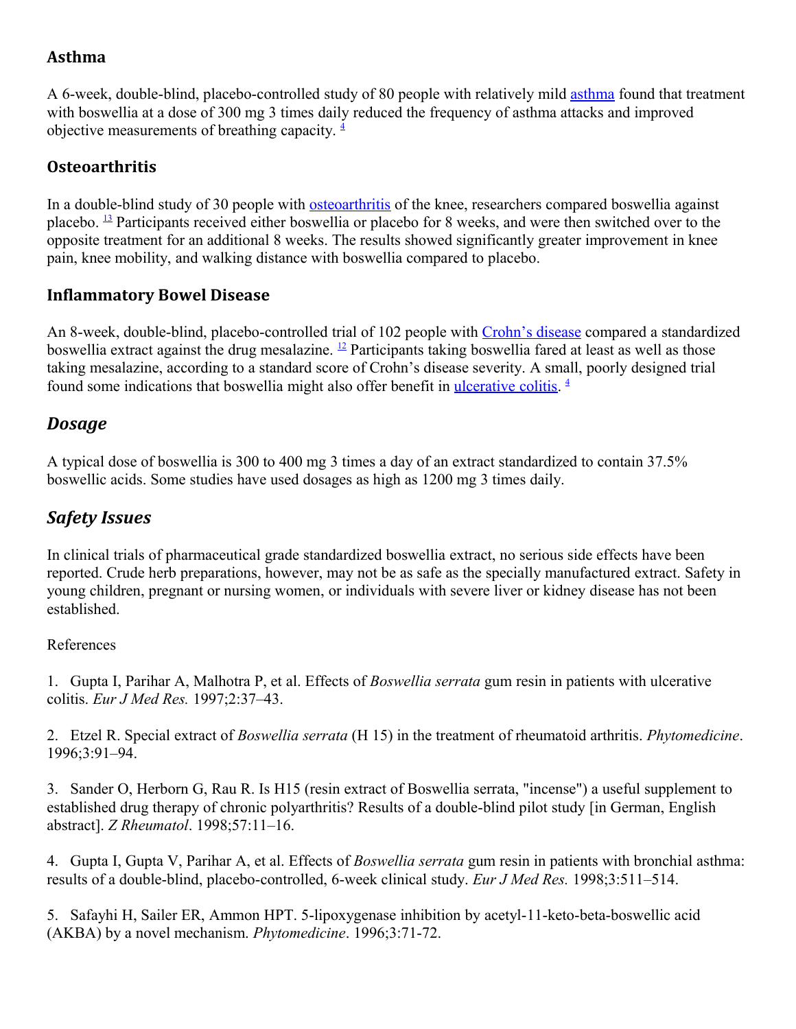### Asthma

A 6-week, double-blind, placebo-controlled study of 80 people with relatively mild asthma found that treatment with boswellia at a dose of 300 mg 3 times daily reduced the frequency of asthma attacks and improved objective measurements of breathing capacity. [4]

### Osteoarthritis

In a double-blind study of 30 people with osteoarthritis of the knee, researchers compared boswellia against placebo. [13] Participants received either boswellia or placebo for 8 weeks, and were then switched over to the opposite treatment for an additional 8 weeks. The results showed significantly greater improvement in knee pain, knee mobility, and walking distance with boswellia compared to placebo.

### Inflammatory Bowel Disease

An 8-week, double-blind, placebo-controlled trial of 102 people with Crohn's disease compared a standardized boswellia extract against the drug mesalazine. [12] Participants taking boswellia fared at least as well as those taking mesalazine, according to a standard score of Crohn's disease severity. A small, poorly designed trial found some indications that boswellia might also offer benefit in ulcerative colitis. [4]

## *Dosage*

A typical dose of boswellia is 300 to 400 mg 3 times a day of an extract standardized to contain 37.5% boswellic acids. Some studies have used dosages as high as 1200 mg 3 times daily.

## *Safety Issues*

In clinical trials of pharmaceutical grade standardized boswellia extract, no serious side effects have been reported. Crude herb preparations, however, may not be as safe as the specially manufactured extract. Safety in young children, pregnant or nursing women, or individuals with severe liver or kidney disease has not been established.

References

1. Gupta I, Parihar A, Malhotra P, et al. Effects of *Boswellia serrata* gum resin in patients with ulcerative colitis. *Eur J Med Res.* 1997;2:37–43.

2. Etzel R. Special extract of *Boswellia serrata* (H 15) in the treatment of rheumatoid arthritis. *Phytomedicine*. 1996;3:91–94.

3. Sander O, Herborn G, Rau R. Is H15 (resin extract of Boswellia serrata, "incense") a useful supplement to established drug therapy of chronic polyarthritis? Results of a double-blind pilot study [in German, English abstract]. *Z Rheumatol*. 1998;57:11–16.

4. Gupta I, Gupta V, Parihar A, et al. Effects of *Boswellia serrata* gum resin in patients with bronchial asthma: results of a double-blind, placebo-controlled, 6-week clinical study. *Eur J Med Res.* 1998;3:511–514.

5. Safayhi H, Sailer ER, Ammon HPT. 5-lipoxygenase inhibition by acetyl-11-keto-beta-boswellic acid (AKBA) by a novel mechanism. *Phytomedicine*. 1996;3:71-72.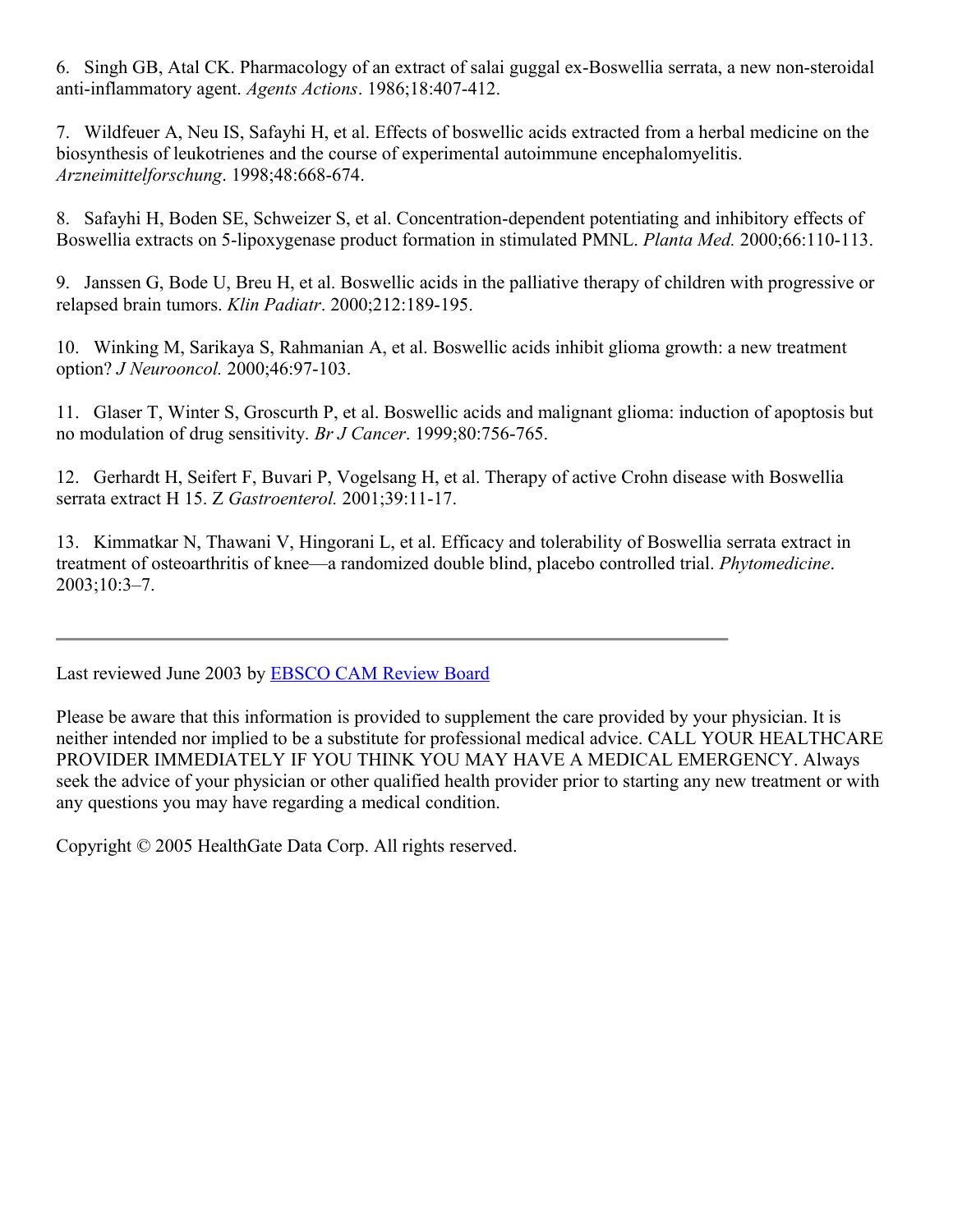6. Singh GB, Atal CK. Pharmacology of an extract of salai guggal ex-Boswellia serrata, a new non-steroidal anti-inflammatory agent. *Agents Actions*. 1986;18:407-412.

7. Wildfeuer A, Neu IS, Safayhi H, et al. Effects of boswellic acids extracted from a herbal medicine on the biosynthesis of leukotrienes and the course of experimental autoimmune encephalomyelitis. *Arzneimittelforschung*. 1998;48:668-674.

8. Safayhi H, Boden SE, Schweizer S, et al. Concentration-dependent potentiating and inhibitory effects of Boswellia extracts on 5-lipoxygenase product formation in stimulated PMNL. *Planta Med.* 2000;66:110-113.

9. Janssen G, Bode U, Breu H, et al. Boswellic acids in the palliative therapy of children with progressive or relapsed brain tumors. *Klin Padiatr*. 2000;212:189-195.

10. Winking M, Sarikaya S, Rahmanian A, et al. Boswellic acids inhibit glioma growth: a new treatment option? *J Neurooncol.* 2000;46:97-103.

11. Glaser T, Winter S, Groscurth P, et al. Boswellic acids and malignant glioma: induction of apoptosis but no modulation of drug sensitivity. *Br J Cancer*. 1999;80:756-765.

12. Gerhardt H, Seifert F, Buvari P, Vogelsang H, et al. Therapy of active Crohn disease with Boswellia serrata extract H 15. Z *Gastroenterol.* 2001;39:11-17.

13. Kimmatkar N, Thawani V, Hingorani L, et al. Efficacy and tolerability of Boswellia serrata extract in treatment of osteoarthritis of knee—a randomized double blind, placebo controlled trial. *Phytomedicine*. 2003;10:3–7.

---

Last reviewed June 2003 by EBSCO CAM Review Board

Please be aware that this information is provided to supplement the care provided by your physician. It is neither intended nor implied to be a substitute for professional medical advice. CALL YOUR HEALTHCARE PROVIDER IMMEDIATELY IF YOU THINK YOU MAY HAVE A MEDICAL EMERGENCY. Always seek the advice of your physician or other qualified health provider prior to starting any new treatment or with any questions you may have regarding a medical condition.

Copyright © 2005 HealthGate Data Corp. All rights reserved.